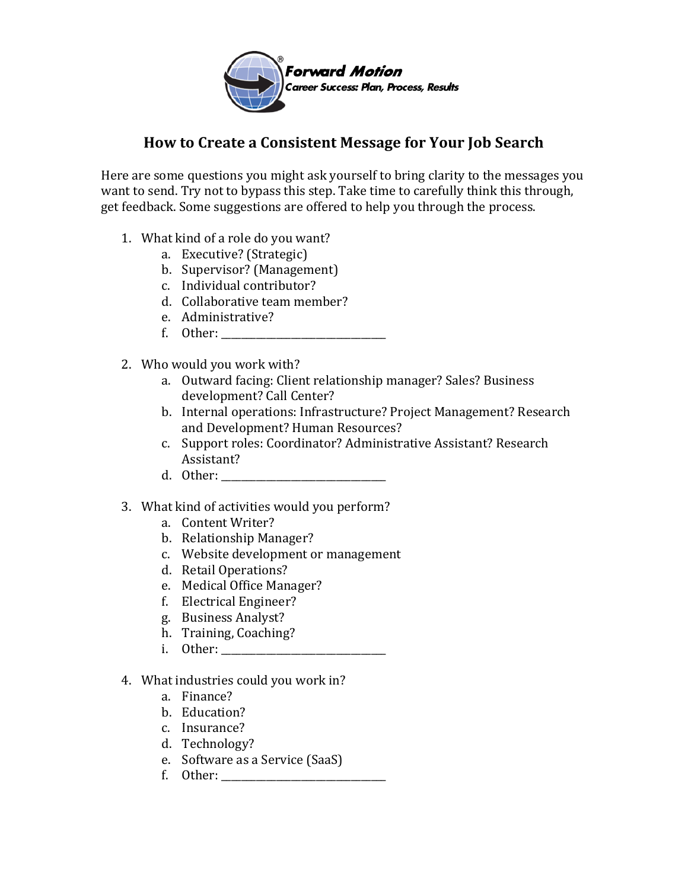Forward Motion®
*Career Success: Plan, Process, Results*

# How to Create a Consistent Message for Your Job Search

Here are some questions you might ask yourself to bring clarity to the messages you want to send. Try not to bypass this step. Take time to carefully think this through, get feedback. Some suggestions are offered to help you through the process.

1. What kind of a role do you want?
   a. Executive? (Strategic)
   b. Supervisor? (Management)
   c. Individual contributor?
   d. Collaborative team member?
   e. Administrative?
   f. Other: ______________________________

2. Who would you work with?
   a. Outward facing: Client relationship manager? Sales? Business development? Call Center?
   b. Internal operations: Infrastructure? Project Management? Research and Development? Human Resources?
   c. Support roles: Coordinator? Administrative Assistant? Research Assistant?
   d. Other: ______________________________

3. What kind of activities would you perform?
   a. Content Writer?
   b. Relationship Manager?
   c. Website development or management
   d. Retail Operations?
   e. Medical Office Manager?
   f. Electrical Engineer?
   g. Business Analyst?
   h. Training, Coaching?
   i. Other: ______________________________

4. What industries could you work in?
   a. Finance?
   b. Education?
   c. Insurance?
   d. Technology?
   e. Software as a Service (SaaS)
   f. Other: ______________________________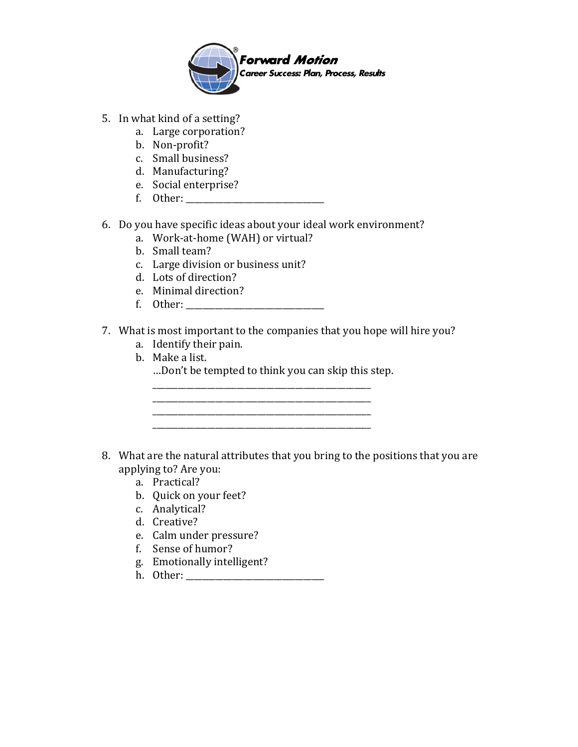5. In what kind of a setting?
    a. Large corporation?
    b. Non-profit?
    c. Small business?
    d. Manufacturing?
    e. Social enterprise?
    f. Other: ______________________________

6. Do you have specific ideas about your ideal work environment?
    a. Work-at-home (WAH) or virtual?
    b. Small team?
    c. Large division or business unit?
    d. Lots of direction?
    e. Minimal direction?
    f. Other: ______________________________

7. What is most important to the companies that you hope will hire you?
    a. Identify their pain.
    b. Make a list.
       …Don't be tempted to think you can skip this step.
       ______________________________________________
       ______________________________________________
       ______________________________________________
       ______________________________________________

8. What are the natural attributes that you bring to the positions that you are applying to? Are you:
    a. Practical?
    b. Quick on your feet?
    c. Analytical?
    d. Creative?
    e. Calm under pressure?
    f. Sense of humor?
    g. Emotionally intelligent?
    h. Other: ______________________________